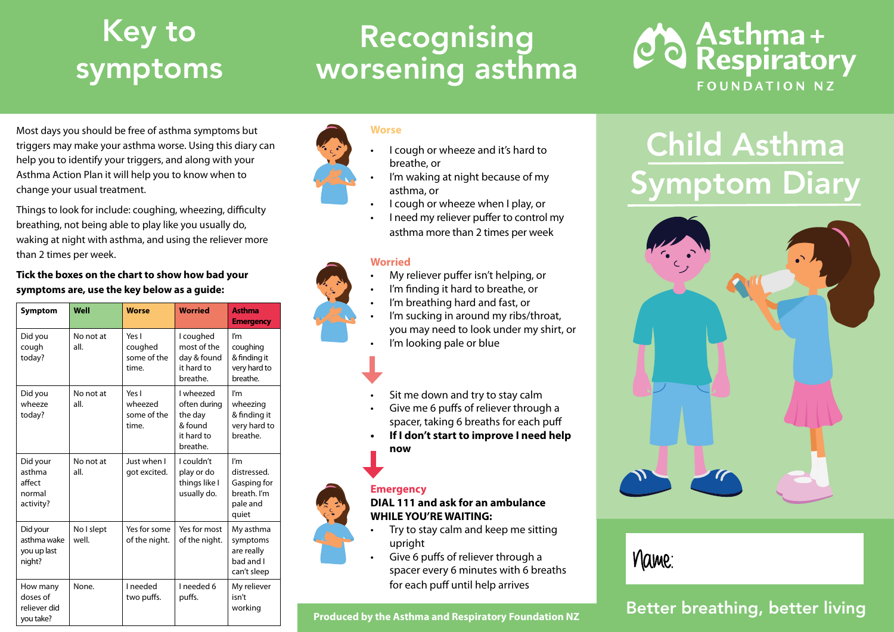# Key to symptoms

Most days you should be free of asthma symptoms but triggers may make your asthma worse. Using this diary can help you to identify your triggers, and along with your Asthma Action Plan it will help you to know when to change your usual treatment.

Things to look for include: coughing, wheezing, difficulty breathing, not being able to play like you usually do, waking at night with asthma, and using the reliever more than 2 times per week.

**Tick the boxes on the chart to show how bad your symptoms are, use the key below as a guide:**

| Symptom | Well | Worse | Worried | Asthma Emergency |
|---|---|---|---|---|
| Did you cough today? | No not at all. | Yes I coughed some of the time. | I coughed most of the day & found it hard to breathe. | I'm coughing & finding it very hard to breathe. |
| Did you wheeze today? | No not at all. | Yes I wheezed some of the time. | I wheezed often during the day & found it hard to breathe. | I'm wheezing & finding it very hard to breathe. |
| Did your asthma affect normal activity? | No not at all. | Just when I got excited. | I couldn't play or do things like I usually do. | I'm distressed. Gasping for breath. I'm pale and quiet |
| Did your asthma wake you up last night? | No I slept well. | Yes for some of the night. | Yes for most of the night. | My asthma symptoms are really bad and I can't sleep |
| How many doses of reliever did you take? | None. | I needed two puffs. | I needed 6 puffs. | My reliever isn't working |

# Recognising worsening asthma

### Worse

- I cough or wheeze and it's hard to breathe, or
- I'm waking at night because of my asthma, or
- I cough or wheeze when I play, or
- I need my reliever puffer to control my asthma more than 2 times per week

### Worried

- My reliever puffer isn't helping, or
- I'm finding it hard to breathe, or
- I'm breathing hard and fast, or
- I'm sucking in around my ribs/throat, you may need to look under my shirt, or
- I'm looking pale or blue

- Sit me down and try to stay calm
- Give me 6 puffs of reliever through a spacer, taking 6 breaths for each puff
- **If I don't start to improve I need help now**

### Emergency

**DIAL 111 and ask for an ambulance**
**WHILE YOU'RE WAITING:**

- Try to stay calm and keep me sitting upright
- Give 6 puffs of reliever through a spacer every 6 minutes with 6 breaths for each puff until help arrives

Produced by the Asthma and Respiratory Foundation NZ

Asthma + Respiratory FOUNDATION NZ

# Child Asthma Symptom Diary

Name:

Better breathing, better living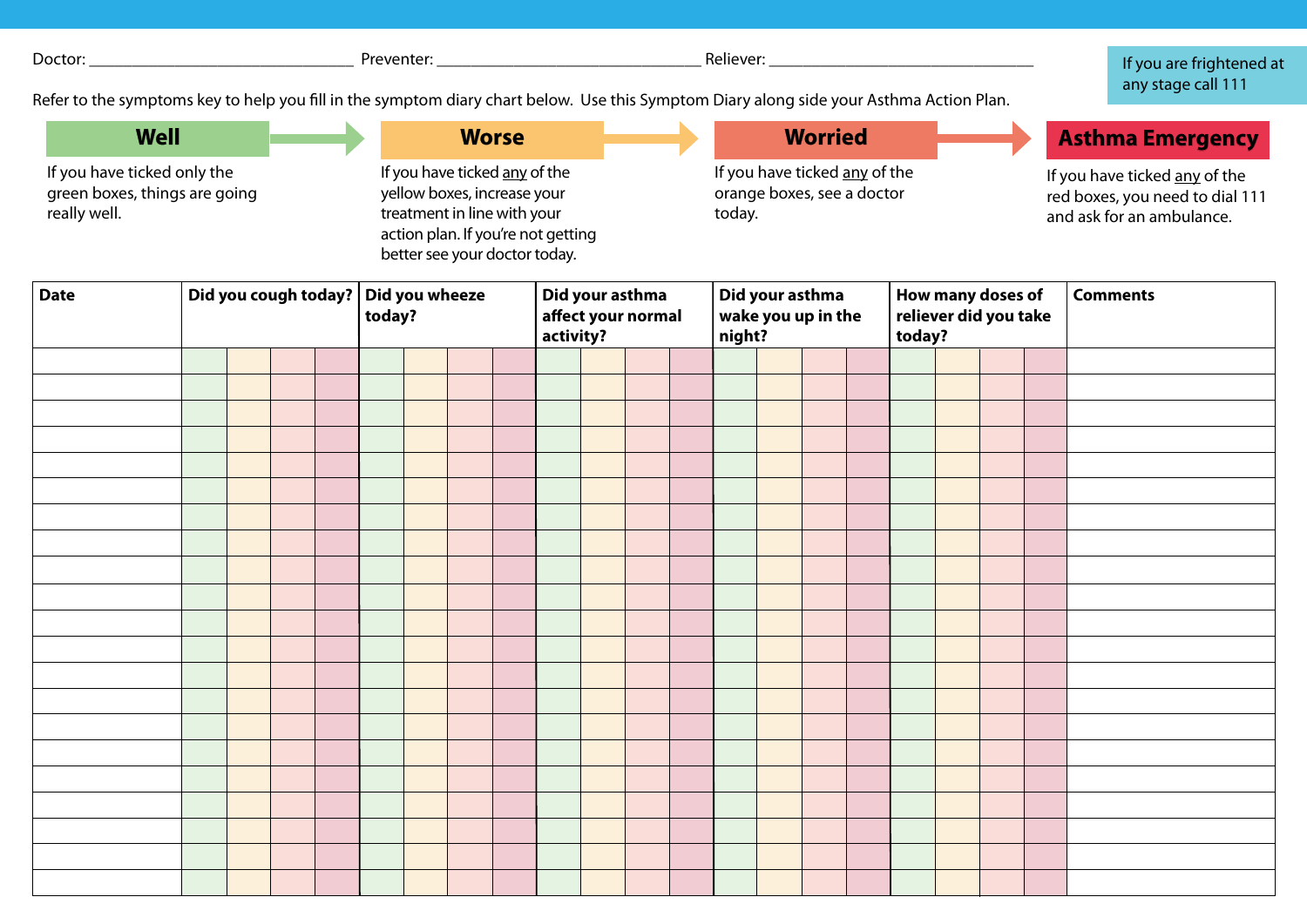Doctor: ______________________________ Preventer: ______________________________ Reliever: ______________________________

If you are frightened at any stage call 111

Refer to the symptoms key to help you fill in the symptom diary chart below. Use this Symptom Diary along side your Asthma Action Plan.

**Well** → **Worse** → **Worried** → **Asthma Emergency**

**Well**
If you have ticked only the green boxes, things are going really well.

**Worse**
If you have ticked any of the yellow boxes, increase your treatment in line with your action plan. If you're not getting better see your doctor today.

**Worried**
If you have ticked any of the orange boxes, see a doctor today.

**Asthma Emergency**
If you have ticked any of the red boxes, you need to dial 111 and ask for an ambulance.

| Date | Did you cough today? | | | | Did you wheeze today? | | | | Did your asthma affect your normal activity? | | | | Did your asthma wake you up in the night? | | | | How many doses of reliever did you take today? | | | | Comments |
|---|---|---|---|---|---|---|---|---|---|---|---|---|---|---|---|---|---|---|---|---|---|
| | | | | | | | | | | | | | | | | | | | | | |
| | | | | | | | | | | | | | | | | | | | | | |
| | | | | | | | | | | | | | | | | | | | | | |
| | | | | | | | | | | | | | | | | | | | | | |
| | | | | | | | | | | | | | | | | | | | | | |
| | | | | | | | | | | | | | | | | | | | | | |
| | | | | | | | | | | | | | | | | | | | | | |
| | | | | | | | | | | | | | | | | | | | | | |
| | | | | | | | | | | | | | | | | | | | | | |
| | | | | | | | | | | | | | | | | | | | | | |
| | | | | | | | | | | | | | | | | | | | | | |
| | | | | | | | | | | | | | | | | | | | | | |
| | | | | | | | | | | | | | | | | | | | | | |
| | | | | | | | | | | | | | | | | | | | | | |
| | | | | | | | | | | | | | | | | | | | | | |
| | | | | | | | | | | | | | | | | | | | | | |
| | | | | | | | | | | | | | | | | | | | | | |
| | | | | | | | | | | | | | | | | | | | | | |
| | | | | | | | | | | | | | | | | | | | | | |
| | | | | | | | | | | | | | | | | | | | | | |
| | | | | | | | | | | | | | | | | | | | | | |